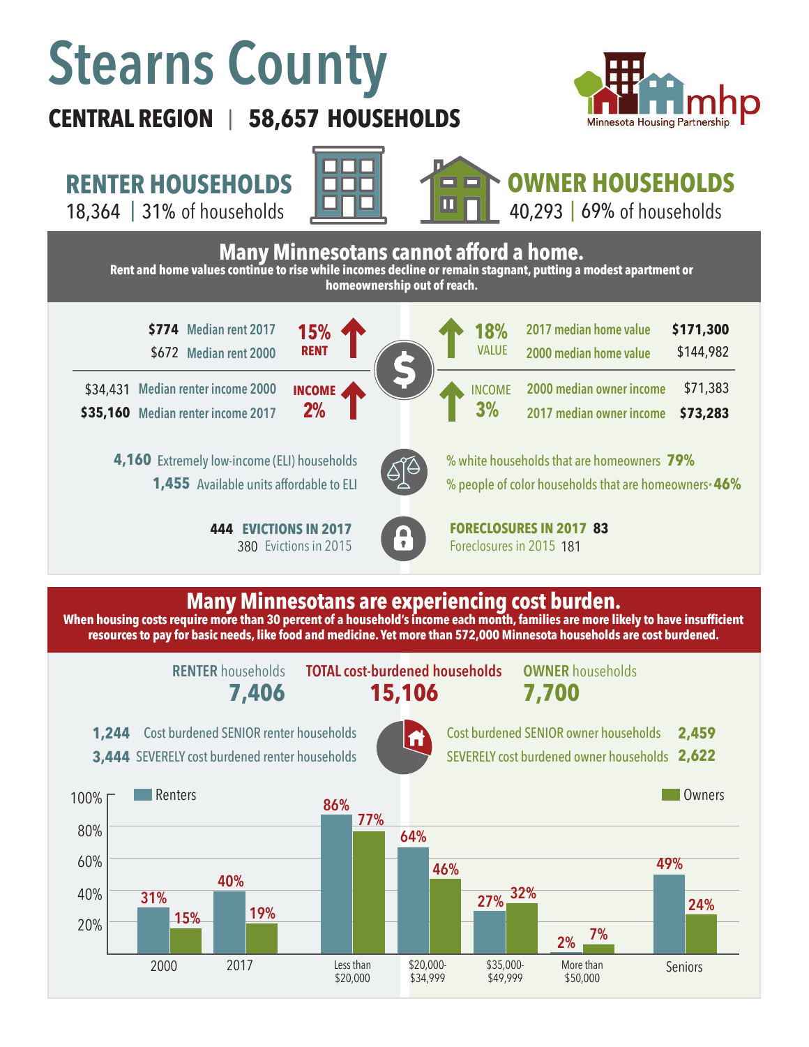# Stearns County

**CENTRAL REGION | 58,657 HOUSEHOLDS**

Minnesota Housing Partnership (mhp)

## RENTER HOUSEHOLDS

18,364 | 31% of households

## OWNER HOUSEHOLDS

40,293 | 69% of households

## Many Minnesotans cannot afford a home.

**Rent and home values continue to rise while incomes decline or remain stagnant, putting a modest apartment or homeownership out of reach.**

**$774** Median rent 2017
$672 Median rent 2000
**15% RENT** ↑

**18% VALUE** ↑
2017 median home value **$171,300**
2000 median home value $144,982

$34,431 Median renter income 2000
**$35,160** Median renter income 2017
**INCOME 2%** ↑

**INCOME 3%** ↑
2000 median owner income $71,383
2017 median owner income **$73,283**

**4,160** Extremely low-income (ELI) households
**1,455** Available units affordable to ELI

% white households that are homeowners **79%**
% people of color households that are homeowners* **46%**

**444 EVICTIONS IN 2017**
380 Evictions in 2015

**FORECLOSURES IN 2017 83**
Foreclosures in 2015 181

## Many Minnesotans are experiencing cost burden.

**When housing costs require more than 30 percent of a household's income each month, families are more likely to have insufficient resources to pay for basic needs, like food and medicine. Yet more than 572,000 Minnesota households are cost burdened.**

RENTER households **7,406**
TOTAL cost-burdened households **15,106**
OWNER households **7,700**

**1,244** Cost burdened SENIOR renter households
**3,444** SEVERELY cost burdened renter households

Cost burdened SENIOR owner households **2,459**
SEVERELY cost burdened owner households **2,622**

| | Renters | Owners |
|---|---|---|
| 2000 | 31% | 15% |
| 2017 | 40% | 19% |
| Less than $20,000 | 86% | 77% |
| $20,000-$34,999 | 64% | 46% |
| $35,000-$49,999 | 27% | 32% |
| More than $50,000 | 2% | 7% |
| Seniors | 49% | 24% |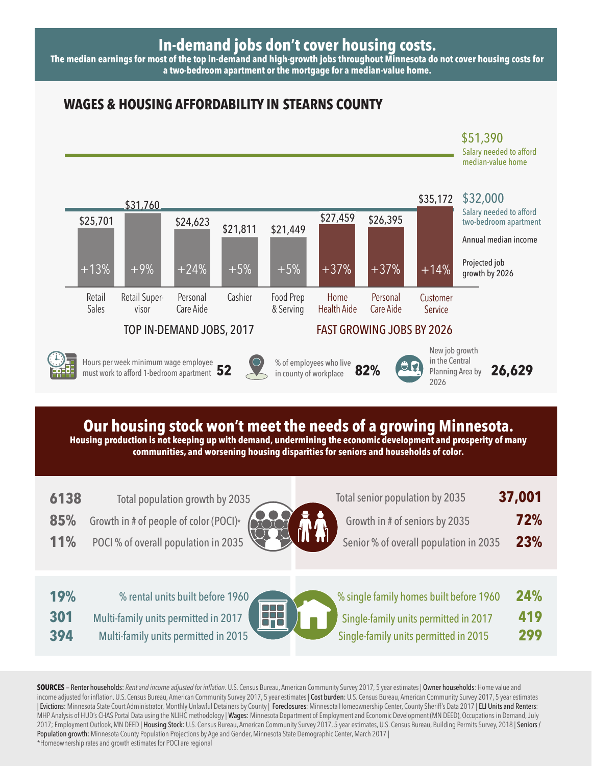# In-demand jobs don't cover housing costs.

**The median earnings for most of the top in-demand and high-growth jobs throughout Minnesota do not cover housing costs for a two-bedroom apartment or the mortgage for a median-value home.**

## WAGES & HOUSING AFFORDABILITY IN STEARNS COUNTY

$51,390
Salary needed to afford median-value home

$32,000
Salary needed to afford two-bedroom apartment

Annual median income

Projected job growth by 2026

Retail Sales: $25,701, +13%
Retail Supervisor: $31,760, +9%
Personal Care Aide: $24,623, +24%
Cashier: $21,811, +5%
Food Prep & Serving: $21,449, +5%
Home Health Aide: $27,459, +37%
Personal Care Aide: $26,395, +37%
Customer Service: $35,172, +14%

TOP IN-DEMAND JOBS, 2017

FAST GROWING JOBS BY 2026

Hours per week minimum wage employee must work to afford 1-bedroom apartment **52**

% of employees who live in county of workplace **82%**

New job growth in the Central Planning Area by 2026 **26,629**

# Our housing stock won't meet the needs of a growing Minnesota.

**Housing production is not keeping up with demand, undermining the economic development and prosperity of many communities, and worsening housing disparities for seniors and households of color.**

**6138** Total population growth by 2035

**85%** Growth in # of people of color (POCI)*

**11%** POCI % of overall population in 2035

Total senior population by 2035 **37,001**

Growth in # of seniors by 2035 **72%**

Senior % of overall population in 2035 **23%**

**19%** % rental units built before 1960

**301** Multi-family units permitted in 2017

**394** Multi-family units permitted in 2015

% single family homes built before 1960 **24%**

Single-family units permitted in 2017 **419**

Single-family units permitted in 2015 **299**

**SOURCES** – **Renter households**: *Rent and income adjusted for inflation.* U.S. Census Bureau, American Community Survey 2017, 5 year estimates | **Owner households**: Home value and income adjusted for inflation. U.S. Census Bureau, American Community Survey 2017, 5 year estimates | **Cost burden**: U.S. Census Bureau, American Community Survey 2017, 5 year estimates | **Evictions**: Minnesota State Court Administrator, Monthly Unlawful Detainers by County | **Foreclosures**: Minnesota Homeownership Center, County Sheriff's Data 2017 | **ELI Units and Renters**: MHP Analysis of HUD's CHAS Portal Data using the NLIHC methodology | **Wages**: Minnesota Department of Employment and Economic Development (MN DEED), Occupations in Demand, July 2017; Employment Outlook, MN DEED | **Housing Stock**: U.S. Census Bureau, American Community Survey 2017, 5 year estimates, U.S. Census Bureau, Building Permits Survey, 2018 | **Seniors / Population growth**: Minnesota County Population Projections by Age and Gender, Minnesota State Demographic Center, March 2017 |
*Homeownership rates and growth estimates for POCI are regional